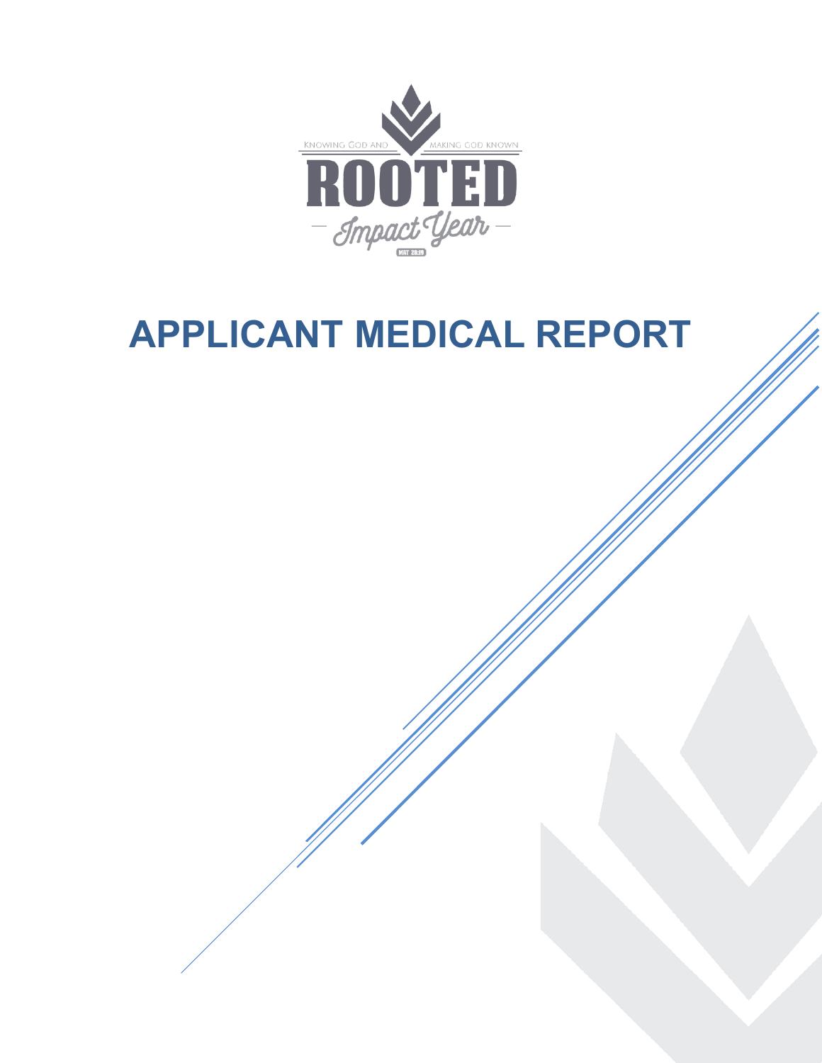KNOWING GOD AND MAKING GOD KNOWN

ROOTED

Impact Year

MAT 28:19

# APPLICANT MEDICAL REPORT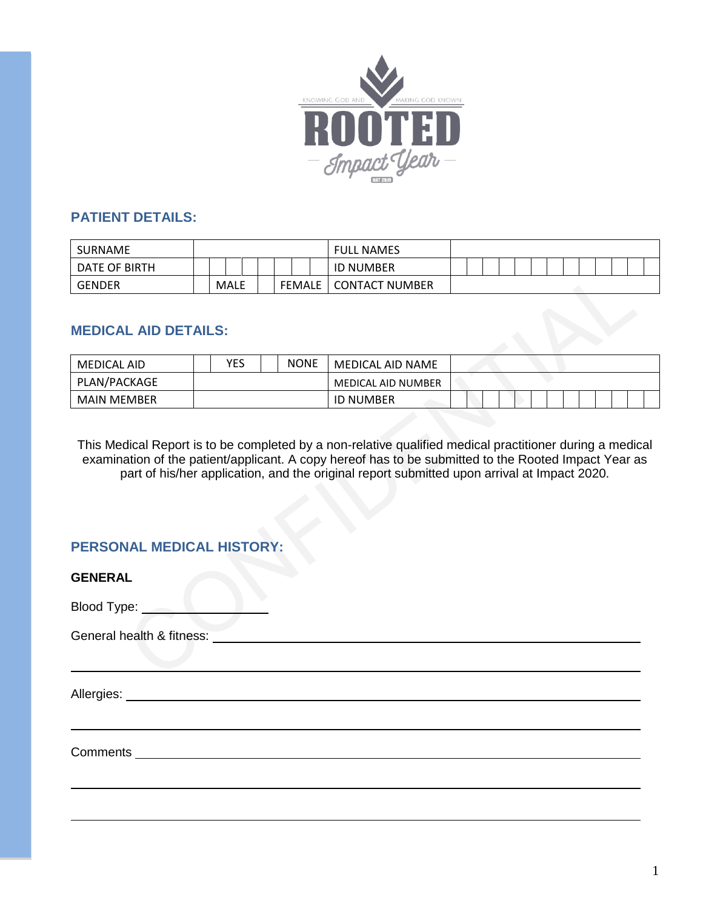## PATIENT DETAILS:

| SURNAME | | FULL NAMES | |
|---|---|---|---|
| DATE OF BIRTH | | ID NUMBER | |
| GENDER | MALE / FEMALE | CONTACT NUMBER | |

## MEDICAL AID DETAILS:

| MEDICAL AID | YES / NONE | MEDICAL AID NAME | |
|---|---|---|---|
| PLAN/PACKAGE | | MEDICAL AID NUMBER | |
| MAIN MEMBER | | ID NUMBER | |

This Medical Report is to be completed by a non-relative qualified medical practitioner during a medical examination of the patient/applicant. A copy hereof has to be submitted to the Rooted Impact Year as part of his/her application, and the original report submitted upon arrival at Impact 2020.

## PERSONAL MEDICAL HISTORY:

### GENERAL

Blood Type: ____________________

General health & fitness: ____________________________________________________________

______________________________________________________________________________

Allergies: ____________________________________________________________________

______________________________________________________________________________

Comments ____________________________________________________________________

______________________________________________________________________________

______________________________________________________________________________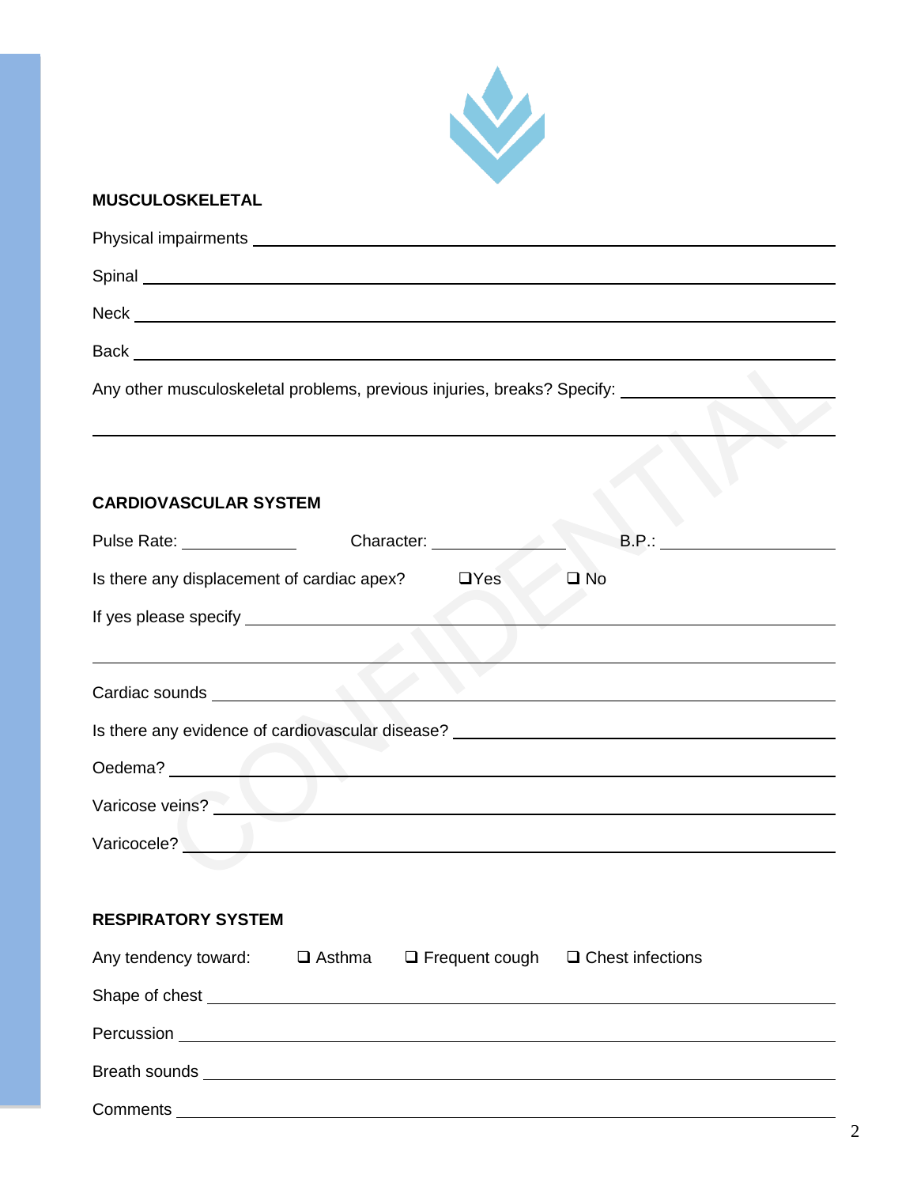## MUSCULOSKELETAL

Physical impairments ____________________________________________

Spinal ____________________________________________

Neck ____________________________________________

Back ____________________________________________

Any other musculoskeletal problems, previous injuries, breaks? Specify: ____________________

____________________________________________

## CARDIOVASCULAR SYSTEM

Pulse Rate: ____________ Character: ____________ B.P.: ____________

Is there any displacement of cardiac apex? ❑ Yes ❑ No

If yes please specify ____________________________________________

____________________________________________

Cardiac sounds ____________________________________________

Is there any evidence of cardiovascular disease? ____________________

Oedema? ____________________________________________

Varicose veins? ____________________________________________

Varicocele? ____________________________________________

## RESPIRATORY SYSTEM

Any tendency toward: ❑ Asthma ❑ Frequent cough ❑ Chest infections

Shape of chest ____________________________________________

Percussion ____________________________________________

Breath sounds ____________________________________________

Comments ____________________________________________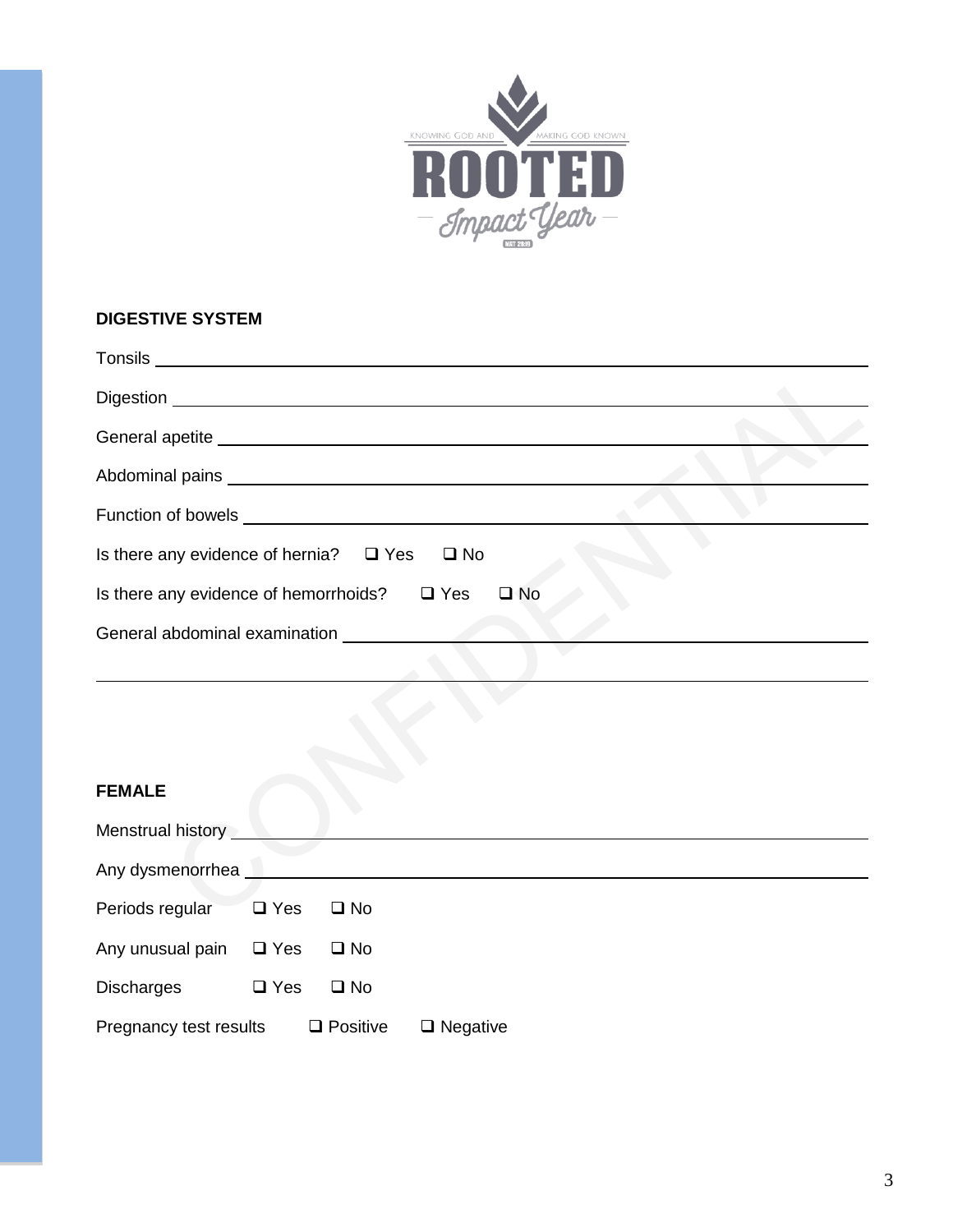**DIGESTIVE SYSTEM**

Tonsils ______________________________________________

Digestion ______________________________________________

General apetite ______________________________________________

Abdominal pains ______________________________________________

Function of bowels ______________________________________________

Is there any evidence of hernia? ❑ Yes ❑ No

Is there any evidence of hemorrhoids? ❑ Yes ❑ No

General abdominal examination ______________________________________________

______________________________________________

**FEMALE**

Menstrual history ______________________________________________

Any dysmenorrhea ______________________________________________

Periods regular ❑ Yes ❑ No

Any unusual pain ❑ Yes ❑ No

Discharges ❑ Yes ❑ No

Pregnancy test results ❑ Positive ❑ Negative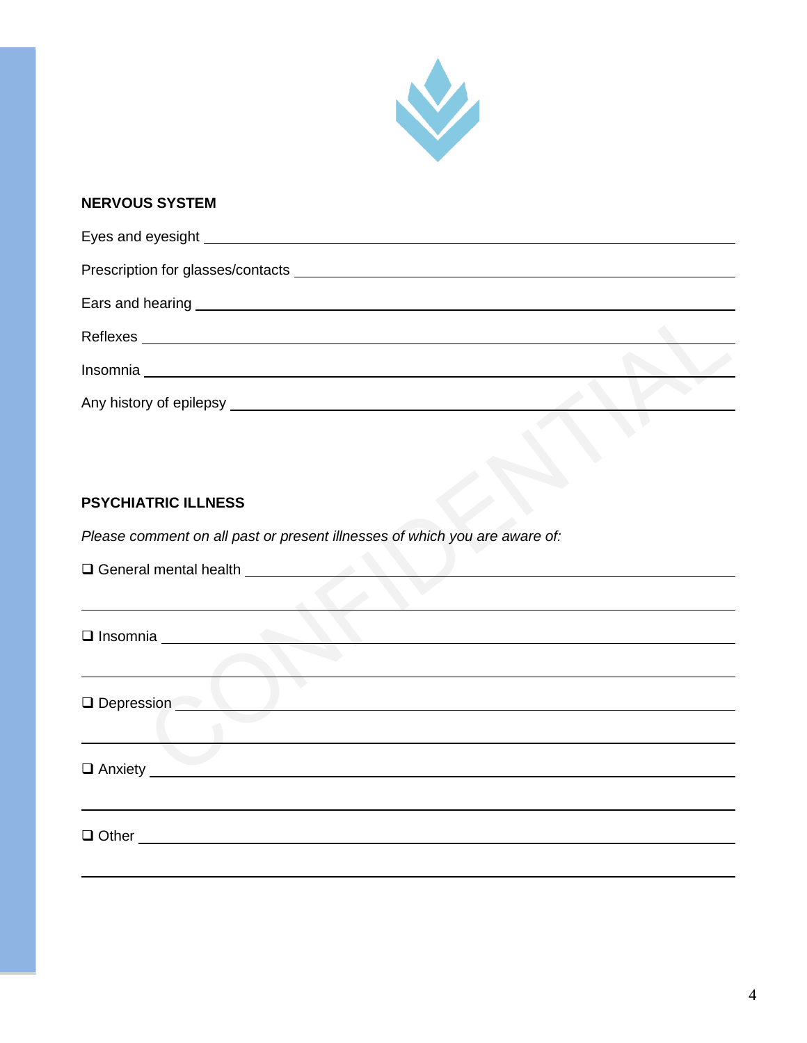## NERVOUS SYSTEM

Eyes and eyesight ______________________________________________

Prescription for glasses/contacts ______________________________________________

Ears and hearing ______________________________________________

Reflexes ______________________________________________

Insomnia ______________________________________________

Any history of epilepsy ______________________________________________

## PSYCHIATRIC ILLNESS

*Please comment on all past or present illnesses of which you are aware of:*

❑ General mental health ______________________________________________

______________________________________________

❑ Insomnia ______________________________________________

______________________________________________

❑ Depression ______________________________________________

______________________________________________

❑ Anxiety ______________________________________________

______________________________________________

❑ Other ______________________________________________

______________________________________________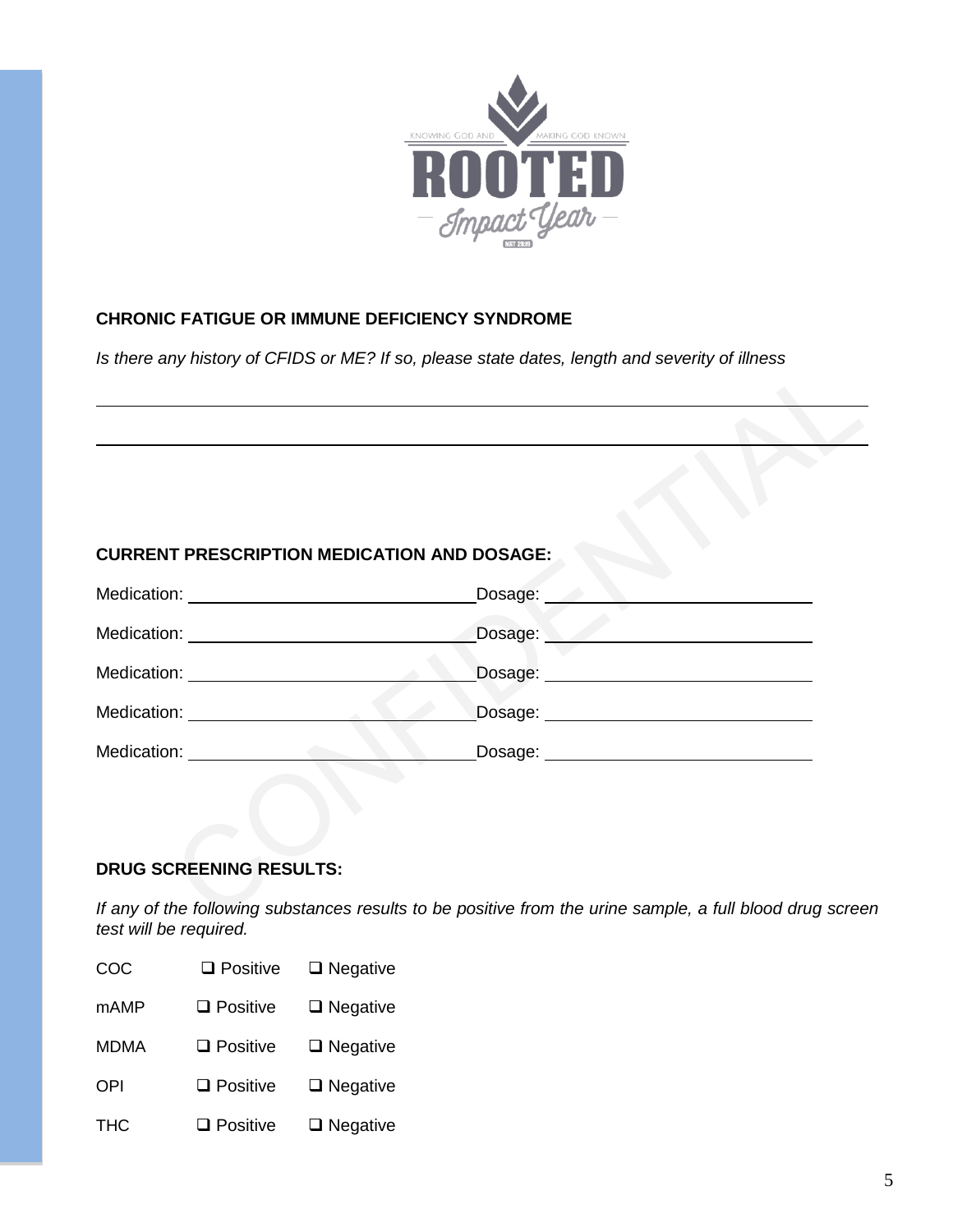**CHRONIC FATIGUE OR IMMUNE DEFICIENCY SYNDROME**

*Is there any history of CFIDS or ME? If so, please state dates, length and severity of illness*

______________________________________________________________________________

______________________________________________________________________________

**CURRENT PRESCRIPTION MEDICATION AND DOSAGE:**

Medication: ______________________________ Dosage: ______________________________

Medication: ______________________________ Dosage: ______________________________

Medication: ______________________________ Dosage: ______________________________

Medication: ______________________________ Dosage: ______________________________

Medication: ______________________________ Dosage: ______________________________

**DRUG SCREENING RESULTS:**

*If any of the following substances results to be positive from the urine sample, a full blood drug screen test will be required.*

| | | |
|---|---|---|
| COC | ❑ Positive | ❑ Negative |
| mAMP | ❑ Positive | ❑ Negative |
| MDMA | ❑ Positive | ❑ Negative |
| OPI | ❑ Positive | ❑ Negative |
| THC | ❑ Positive | ❑ Negative |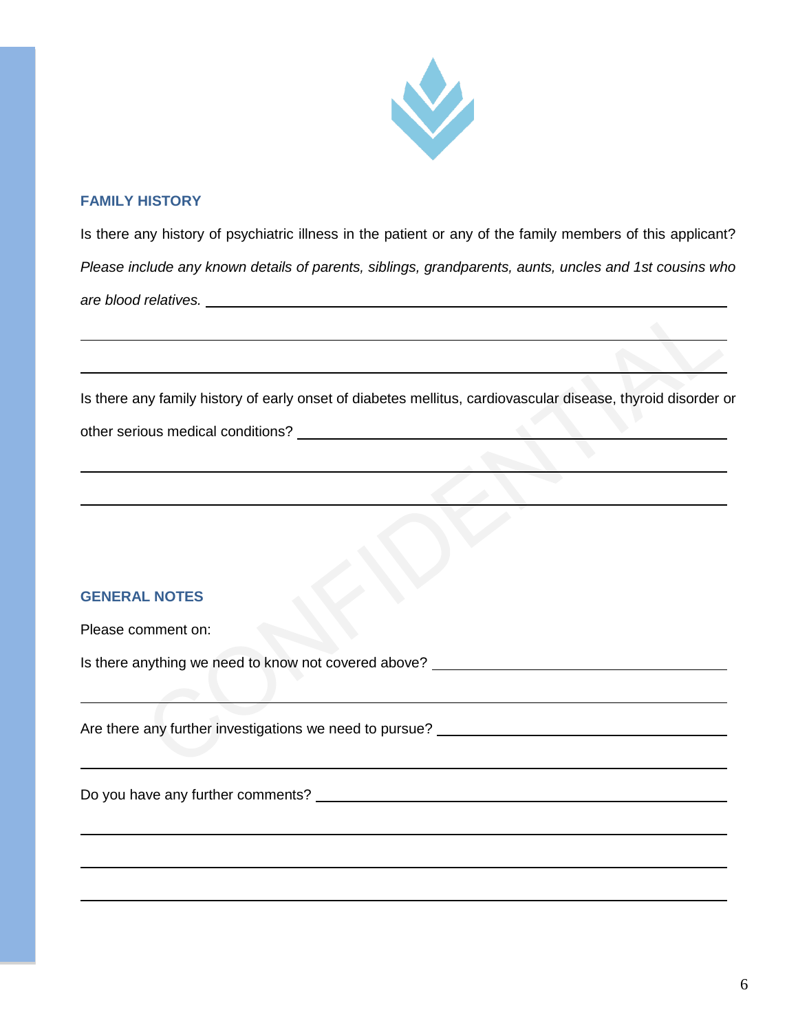## FAMILY HISTORY

Is there any history of psychiatric illness in the patient or any of the family members of this applicant? *Please include any known details of parents, siblings, grandparents, aunts, uncles and 1st cousins who are blood relatives.* \_\_\_\_\_\_\_\_\_\_\_\_\_\_\_\_\_\_\_\_\_\_\_\_\_\_\_\_\_\_\_\_\_\_\_\_\_\_\_\_

\_\_\_\_\_\_\_\_\_\_\_\_\_\_\_\_\_\_\_\_\_\_\_\_\_\_\_\_\_\_\_\_\_\_\_\_\_\_\_\_\_\_\_\_\_\_\_\_\_\_\_\_\_\_\_\_\_\_\_\_\_\_\_\_\_\_\_\_\_\_\_\_\_\_\_\_

\_\_\_\_\_\_\_\_\_\_\_\_\_\_\_\_\_\_\_\_\_\_\_\_\_\_\_\_\_\_\_\_\_\_\_\_\_\_\_\_\_\_\_\_\_\_\_\_\_\_\_\_\_\_\_\_\_\_\_\_\_\_\_\_\_\_\_\_\_\_\_\_\_\_\_\_

Is there any family history of early onset of diabetes mellitus, cardiovascular disease, thyroid disorder or other serious medical conditions? \_\_\_\_\_\_\_\_\_\_\_\_\_\_\_\_\_\_\_\_\_\_\_\_\_\_\_\_\_\_\_\_\_\_\_\_\_\_\_\_\_\_\_\_\_\_\_\_

\_\_\_\_\_\_\_\_\_\_\_\_\_\_\_\_\_\_\_\_\_\_\_\_\_\_\_\_\_\_\_\_\_\_\_\_\_\_\_\_\_\_\_\_\_\_\_\_\_\_\_\_\_\_\_\_\_\_\_\_\_\_\_\_\_\_\_\_\_\_\_\_\_\_\_\_

\_\_\_\_\_\_\_\_\_\_\_\_\_\_\_\_\_\_\_\_\_\_\_\_\_\_\_\_\_\_\_\_\_\_\_\_\_\_\_\_\_\_\_\_\_\_\_\_\_\_\_\_\_\_\_\_\_\_\_\_\_\_\_\_\_\_\_\_\_\_\_\_\_\_\_\_

## GENERAL NOTES

Please comment on:

Is there anything we need to know not covered above? \_\_\_\_\_\_\_\_\_\_\_\_\_\_\_\_\_\_\_\_\_\_\_\_\_\_\_\_\_\_\_\_\_\_\_\_

\_\_\_\_\_\_\_\_\_\_\_\_\_\_\_\_\_\_\_\_\_\_\_\_\_\_\_\_\_\_\_\_\_\_\_\_\_\_\_\_\_\_\_\_\_\_\_\_\_\_\_\_\_\_\_\_\_\_\_\_\_\_\_\_\_\_\_\_\_\_\_\_\_\_\_\_

Are there any further investigations we need to pursue? \_\_\_\_\_\_\_\_\_\_\_\_\_\_\_\_\_\_\_\_\_\_\_\_\_\_\_\_\_\_\_\_\_\_

\_\_\_\_\_\_\_\_\_\_\_\_\_\_\_\_\_\_\_\_\_\_\_\_\_\_\_\_\_\_\_\_\_\_\_\_\_\_\_\_\_\_\_\_\_\_\_\_\_\_\_\_\_\_\_\_\_\_\_\_\_\_\_\_\_\_\_\_\_\_\_\_\_\_\_\_

Do you have any further comments? \_\_\_\_\_\_\_\_\_\_\_\_\_\_\_\_\_\_\_\_\_\_\_\_\_\_\_\_\_\_\_\_\_\_\_\_\_\_\_\_\_\_\_\_\_\_\_\_\_\_\_

\_\_\_\_\_\_\_\_\_\_\_\_\_\_\_\_\_\_\_\_\_\_\_\_\_\_\_\_\_\_\_\_\_\_\_\_\_\_\_\_\_\_\_\_\_\_\_\_\_\_\_\_\_\_\_\_\_\_\_\_\_\_\_\_\_\_\_\_\_\_\_\_\_\_\_\_

\_\_\_\_\_\_\_\_\_\_\_\_\_\_\_\_\_\_\_\_\_\_\_\_\_\_\_\_\_\_\_\_\_\_\_\_\_\_\_\_\_\_\_\_\_\_\_\_\_\_\_\_\_\_\_\_\_\_\_\_\_\_\_\_\_\_\_\_\_\_\_\_\_\_\_\_

\_\_\_\_\_\_\_\_\_\_\_\_\_\_\_\_\_\_\_\_\_\_\_\_\_\_\_\_\_\_\_\_\_\_\_\_\_\_\_\_\_\_\_\_\_\_\_\_\_\_\_\_\_\_\_\_\_\_\_\_\_\_\_\_\_\_\_\_\_\_\_\_\_\_\_\_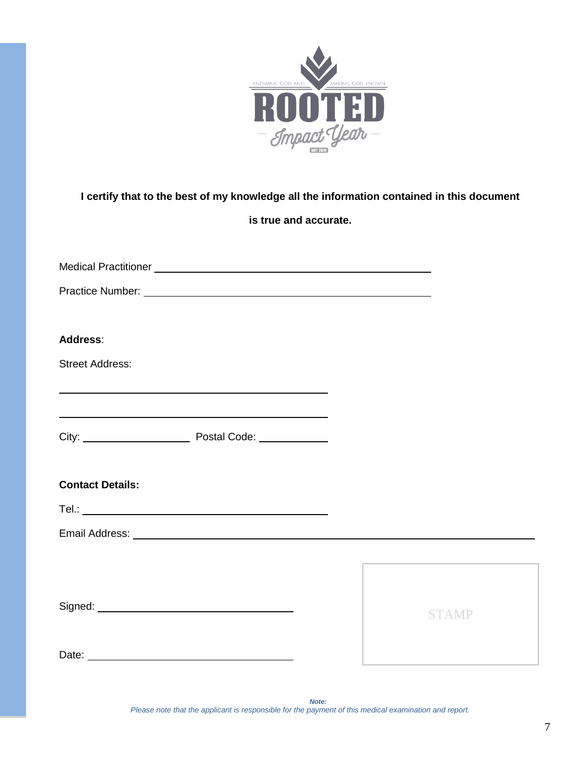KNOWING GOD AND MAKING GOD KNOWN

ROOTED

Impact Year

**I certify that to the best of my knowledge all the information contained in this document is true and accurate.**

Medical Practitioner ______________________________

Practice Number: ______________________________

**Address**:

Street Address:

______________________________

______________________________

City: ______________ Postal Code: __________

**Contact Details:**

Tel.: ______________________________

Email Address: ______________________________

Signed: ______________________________

Date: ______________________________

STAMP

***Note:***
*Please note that the applicant is responsible for the payment of this medical examination and report.*